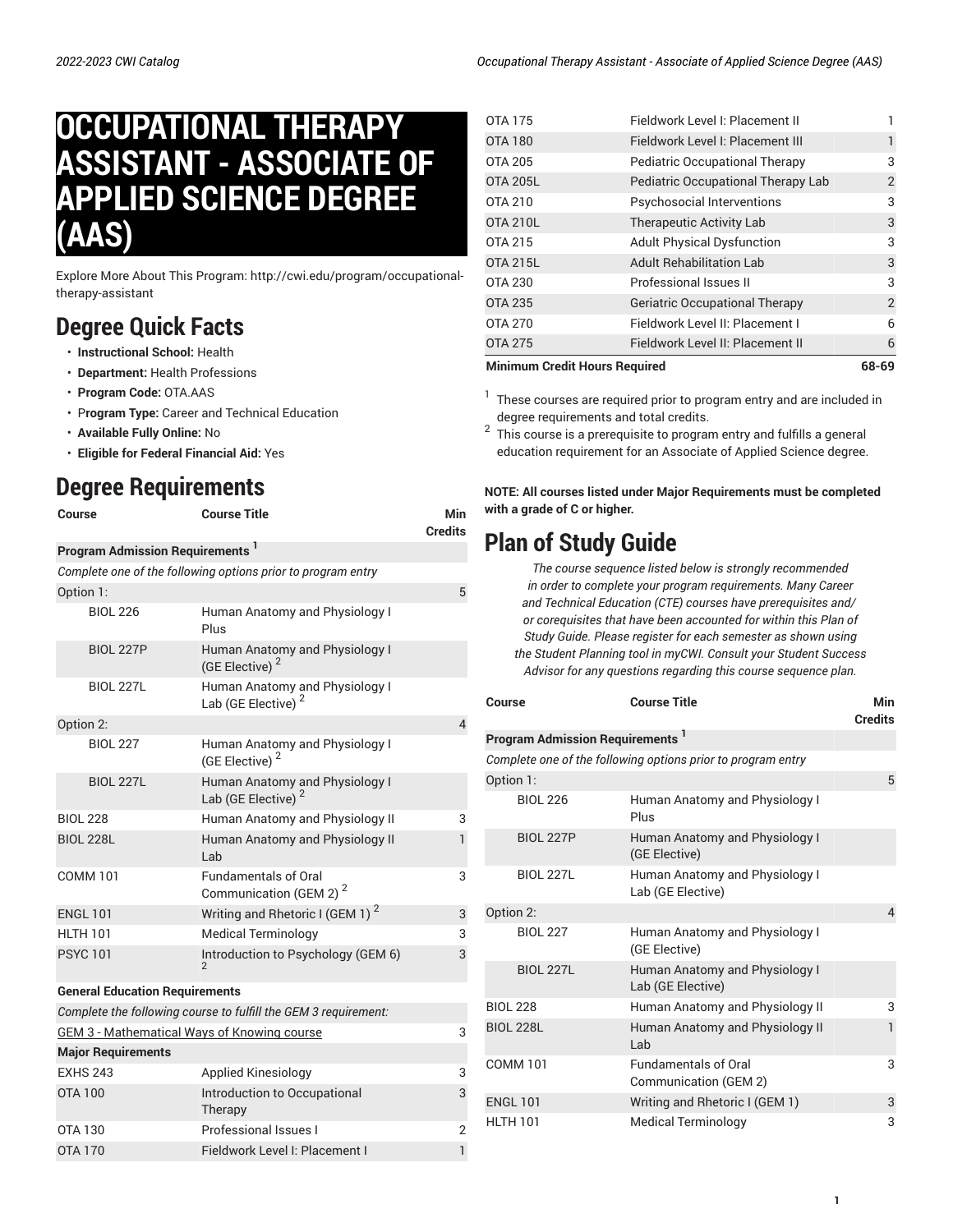# OCCUPATIONAL THERAPY ASSISTANT - ASSOCIATE OF APPLIED SCIENCE DEGREE (AAS)

Explore More About This Program: http://cwi.edu/program/occupational-therapy-assistant

## Degree Quick Facts

- **Instructional School:** Health
- **Department:** Health Professions
- **Program Code:** OTA.AAS
- **Program Type:** Career and Technical Education
- **Available Fully Online:** No
- **Eligible for Federal Financial Aid:** Yes

## Degree Requirements

| Course | Course Title | Min Credits |
|---|---|---|
| **Program Admission Requirements** [1] | | |
| *Complete one of the following options prior to program entry* | | |
| Option 1: | | 5 |
| BIOL 226 | Human Anatomy and Physiology I Plus | |
| BIOL 227P | Human Anatomy and Physiology I (GE Elective) [2] | |
| BIOL 227L | Human Anatomy and Physiology I Lab (GE Elective) [2] | |
| Option 2: | | 4 |
| BIOL 227 | Human Anatomy and Physiology I (GE Elective) [2] | |
| BIOL 227L | Human Anatomy and Physiology I Lab (GE Elective) [2] | |
| BIOL 228 | Human Anatomy and Physiology II | 3 |
| BIOL 228L | Human Anatomy and Physiology II Lab | 1 |
| COMM 101 | Fundamentals of Oral Communication (GEM 2) [2] | 3 |
| ENGL 101 | Writing and Rhetoric I (GEM 1) [2] | 3 |
| HLTH 101 | Medical Terminology | 3 |
| PSYC 101 | Introduction to Psychology (GEM 6) [2] | 3 |
| **General Education Requirements** | | |
| *Complete the following course to fulfill the GEM 3 requirement:* | | |
| GEM 3 - Mathematical Ways of Knowing course | | 3 |
| **Major Requirements** | | |
| EXHS 243 | Applied Kinesiology | 3 |
| OTA 100 | Introduction to Occupational Therapy | 3 |
| OTA 130 | Professional Issues I | 2 |
| OTA 170 | Fieldwork Level I: Placement I | 1 |
| OTA 175 | Fieldwork Level I: Placement II | 1 |
| OTA 180 | Fieldwork Level I: Placement III | 1 |
| OTA 205 | Pediatric Occupational Therapy | 3 |
| OTA 205L | Pediatric Occupational Therapy Lab | 2 |
| OTA 210 | Psychosocial Interventions | 3 |
| OTA 210L | Therapeutic Activity Lab | 3 |
| OTA 215 | Adult Physical Dysfunction | 3 |
| OTA 215L | Adult Rehabilitation Lab | 3 |
| OTA 230 | Professional Issues II | 3 |
| OTA 235 | Geriatric Occupational Therapy | 2 |
| OTA 270 | Fieldwork Level II: Placement I | 6 |
| OTA 275 | Fieldwork Level II: Placement II | 6 |
| **Minimum Credit Hours Required** | | **68-69** |

[1] These courses are required prior to program entry and are included in degree requirements and total credits.

[2] This course is a prerequisite to program entry and fulfills a general education requirement for an Associate of Applied Science degree.

**NOTE: All courses listed under Major Requirements must be completed with a grade of C or higher.**

## Plan of Study Guide

*The course sequence listed below is strongly recommended in order to complete your program requirements. Many Career and Technical Education (CTE) courses have prerequisites and/or corequisites that have been accounted for within this Plan of Study Guide. Please register for each semester as shown using the Student Planning tool in myCWI. Consult your Student Success Advisor for any questions regarding this course sequence plan.*

| Course | Course Title | Min Credits |
|---|---|---|
| **Program Admission Requirements** [1] | | |
| *Complete one of the following options prior to program entry* | | |
| Option 1: | | 5 |
| BIOL 226 | Human Anatomy and Physiology I Plus | |
| BIOL 227P | Human Anatomy and Physiology I (GE Elective) | |
| BIOL 227L | Human Anatomy and Physiology I Lab (GE Elective) | |
| Option 2: | | 4 |
| BIOL 227 | Human Anatomy and Physiology I (GE Elective) | |
| BIOL 227L | Human Anatomy and Physiology I Lab (GE Elective) | |
| BIOL 228 | Human Anatomy and Physiology II | 3 |
| BIOL 228L | Human Anatomy and Physiology II Lab | 1 |
| COMM 101 | Fundamentals of Oral Communication (GEM 2) | 3 |
| ENGL 101 | Writing and Rhetoric I (GEM 1) | 3 |
| HLTH 101 | Medical Terminology | 3 |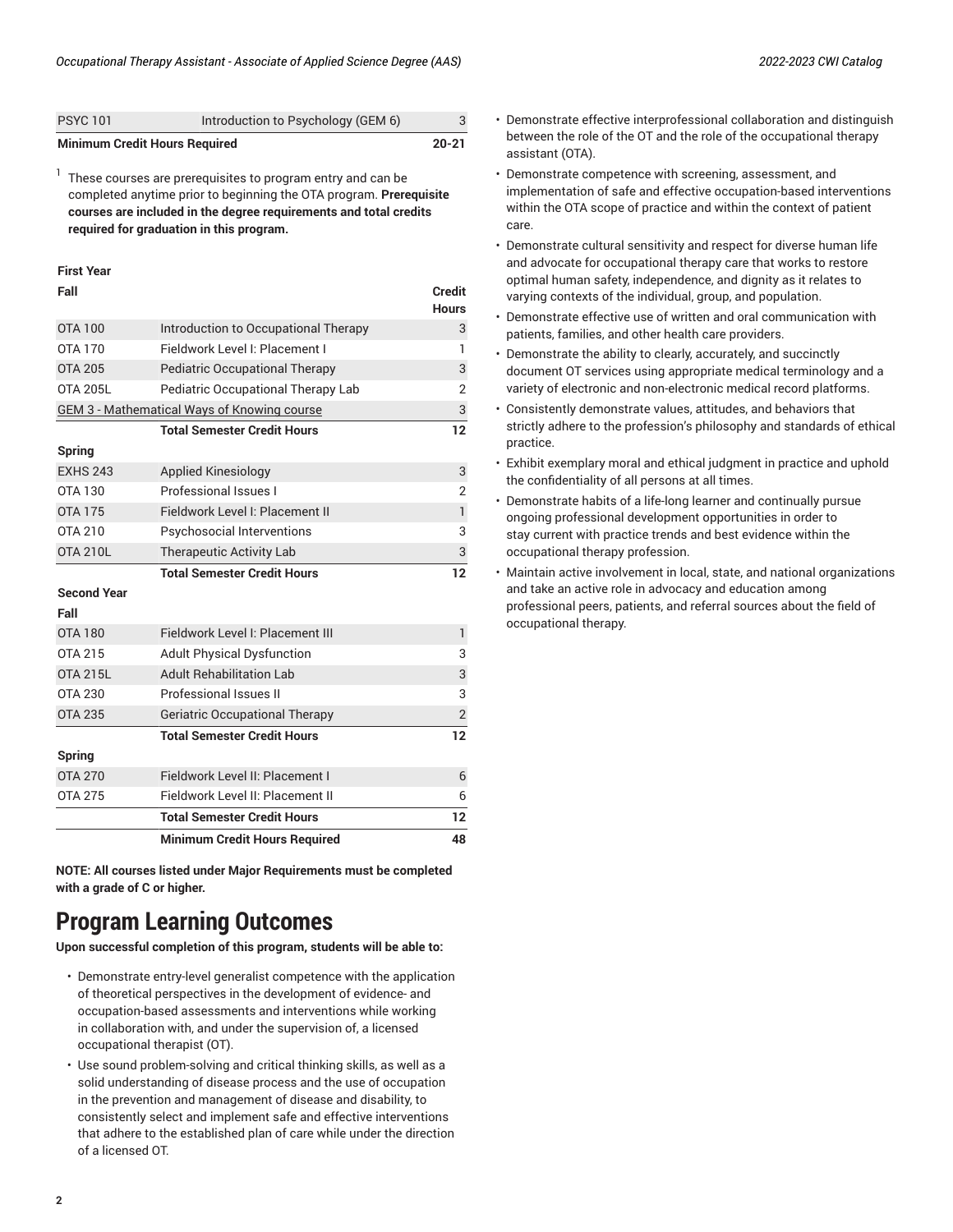| | | |
|---|---|---|
| PSYC 101 | Introduction to Psychology (GEM 6) | 3 |
| **Minimum Credit Hours Required** | | **20-21** |

[1] These courses are prerequisites to program entry and can be completed anytime prior to beginning the OTA program. **Prerequisite courses are included in the degree requirements and total credits required for graduation in this program.**

| **First Year** | | |
|---|---|---|
| **Fall** | | **Credit Hours** |
| OTA 100 | Introduction to Occupational Therapy | 3 |
| OTA 170 | Fieldwork Level I: Placement I | 1 |
| OTA 205 | Pediatric Occupational Therapy | 3 |
| OTA 205L | Pediatric Occupational Therapy Lab | 2 |
| GEM 3 - Mathematical Ways of Knowing course | | 3 |
| | **Total Semester Credit Hours** | **12** |
| **Spring** | | |
| EXHS 243 | Applied Kinesiology | 3 |
| OTA 130 | Professional Issues I | 2 |
| OTA 175 | Fieldwork Level I: Placement II | 1 |
| OTA 210 | Psychosocial Interventions | 3 |
| OTA 210L | Therapeutic Activity Lab | 3 |
| | **Total Semester Credit Hours** | **12** |
| **Second Year** | | |
| **Fall** | | |
| OTA 180 | Fieldwork Level I: Placement III | 1 |
| OTA 215 | Adult Physical Dysfunction | 3 |
| OTA 215L | Adult Rehabilitation Lab | 3 |
| OTA 230 | Professional Issues II | 3 |
| OTA 235 | Geriatric Occupational Therapy | 2 |
| | **Total Semester Credit Hours** | **12** |
| **Spring** | | |
| OTA 270 | Fieldwork Level II: Placement I | 6 |
| OTA 275 | Fieldwork Level II: Placement II | 6 |
| | **Total Semester Credit Hours** | **12** |
| | **Minimum Credit Hours Required** | **48** |

**NOTE: All courses listed under Major Requirements must be completed with a grade of C or higher.**

# Program Learning Outcomes

**Upon successful completion of this program, students will be able to:**

- Demonstrate entry-level generalist competence with the application of theoretical perspectives in the development of evidence- and occupation-based assessments and interventions while working in collaboration with, and under the supervision of, a licensed occupational therapist (OT).
- Use sound problem-solving and critical thinking skills, as well as a solid understanding of disease process and the use of occupation in the prevention and management of disease and disability, to consistently select and implement safe and effective interventions that adhere to the established plan of care while under the direction of a licensed OT.
- Demonstrate effective interprofessional collaboration and distinguish between the role of the OT and the role of the occupational therapy assistant (OTA).
- Demonstrate competence with screening, assessment, and implementation of safe and effective occupation-based interventions within the OTA scope of practice and within the context of patient care.
- Demonstrate cultural sensitivity and respect for diverse human life and advocate for occupational therapy care that works to restore optimal human safety, independence, and dignity as it relates to varying contexts of the individual, group, and population.
- Demonstrate effective use of written and oral communication with patients, families, and other health care providers.
- Demonstrate the ability to clearly, accurately, and succinctly document OT services using appropriate medical terminology and a variety of electronic and non-electronic medical record platforms.
- Consistently demonstrate values, attitudes, and behaviors that strictly adhere to the profession's philosophy and standards of ethical practice.
- Exhibit exemplary moral and ethical judgment in practice and uphold the confidentiality of all persons at all times.
- Demonstrate habits of a life-long learner and continually pursue ongoing professional development opportunities in order to stay current with practice trends and best evidence within the occupational therapy profession.
- Maintain active involvement in local, state, and national organizations and take an active role in advocacy and education among professional peers, patients, and referral sources about the field of occupational therapy.